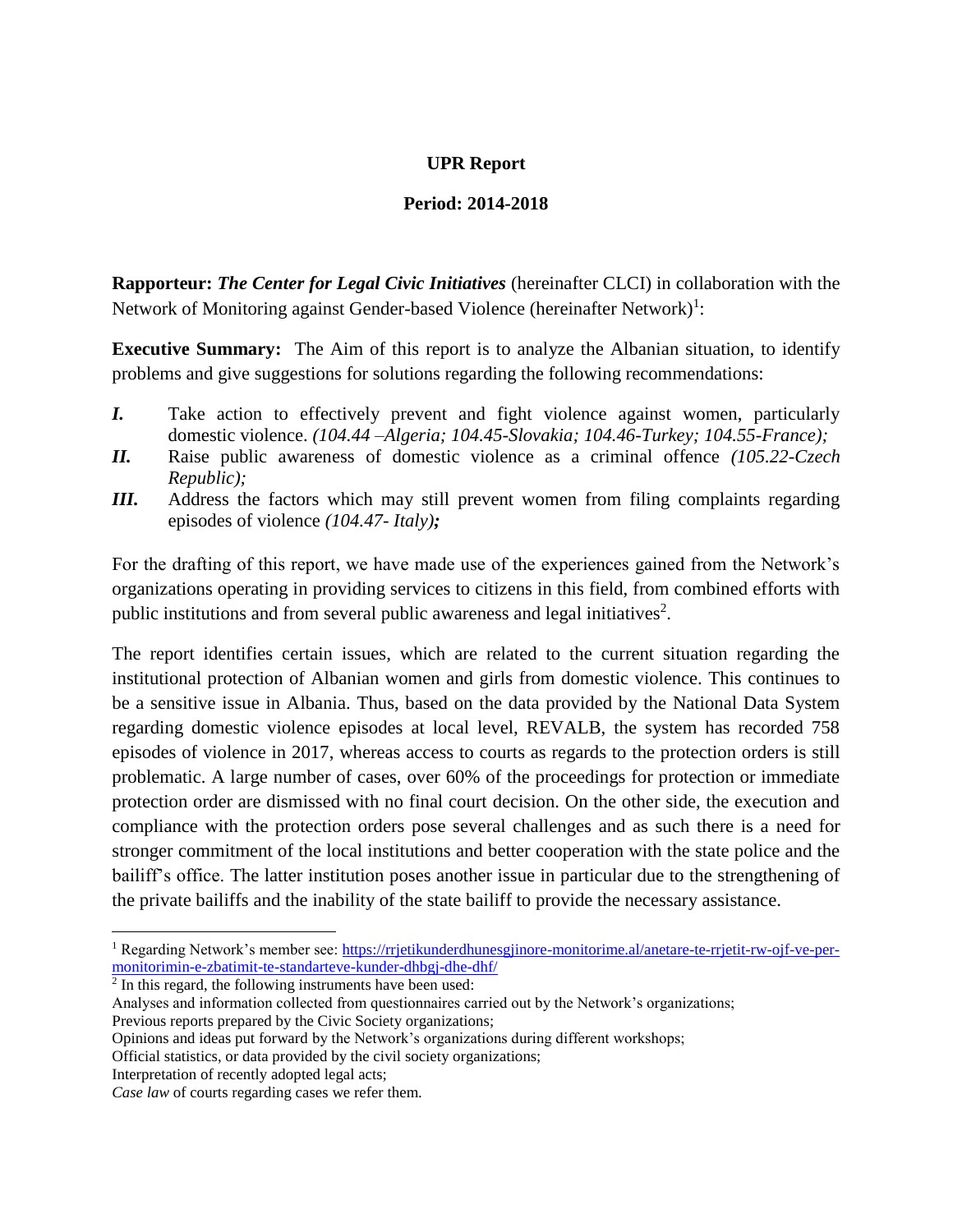**UPR Report**

**Period: 2014-2018**

**Rapporteur:** ***The Center for Legal Civic Initiatives*** (hereinafter CLCI) in collaboration with the Network of Monitoring against Gender-based Violence (hereinafter Network)[1]:

**Executive Summary:** The Aim of this report is to analyze the Albanian situation, to identify problems and give suggestions for solutions regarding the following recommendations:

***I.*** Take action to effectively prevent and fight violence against women, particularly domestic violence. *(104.44 –Algeria; 104.45-Slovakia; 104.46-Turkey; 104.55-France);*

***II.*** Raise public awareness of domestic violence as a criminal offence *(105.22-Czech Republic);*

***III.*** Address the factors which may still prevent women from filing complaints regarding episodes of violence *(104.47- Italy)****;***

For the drafting of this report, we have made use of the experiences gained from the Network's organizations operating in providing services to citizens in this field, from combined efforts with public institutions and from several public awareness and legal initiatives[2].

The report identifies certain issues, which are related to the current situation regarding the institutional protection of Albanian women and girls from domestic violence. This continues to be a sensitive issue in Albania. Thus, based on the data provided by the National Data System regarding domestic violence episodes at local level, REVALB, the system has recorded 758 episodes of violence in 2017, whereas access to courts as regards to the protection orders is still problematic. A large number of cases, over 60% of the proceedings for protection or immediate protection order are dismissed with no final court decision. On the other side, the execution and compliance with the protection orders pose several challenges and as such there is a need for stronger commitment of the local institutions and better cooperation with the state police and the bailiff's office. The latter institution poses another issue in particular due to the strengthening of the private bailiffs and the inability of the state bailiff to provide the necessary assistance.

---

[1] Regarding Network's member see: https://rrjetikunderdhunesgjinore-monitorime.al/anetare-te-rrjetit-rw-ojf-ve-per-monitorimin-e-zbatimit-te-standarteve-kunder-dhbgj-dhe-dhf/

[2] In this regard, the following instruments have been used:
Analyses and information collected from questionnaires carried out by the Network's organizations;
Previous reports prepared by the Civic Society organizations;
Opinions and ideas put forward by the Network's organizations during different workshops;
Official statistics, or data provided by the civil society organizations;
Interpretation of recently adopted legal acts;
*Case law* of courts regarding cases we refer them.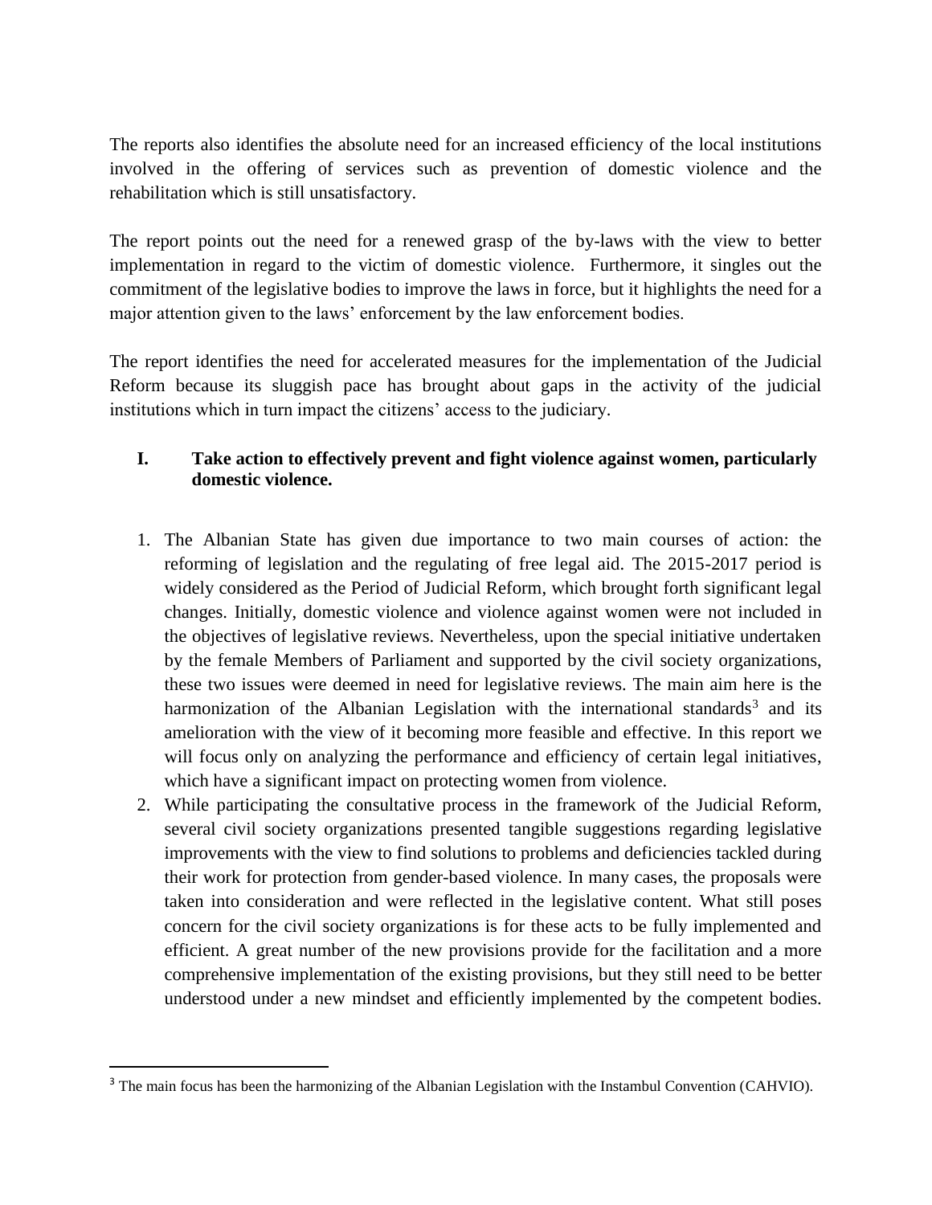The reports also identifies the absolute need for an increased efficiency of the local institutions involved in the offering of services such as prevention of domestic violence and the rehabilitation which is still unsatisfactory.

The report points out the need for a renewed grasp of the by-laws with the view to better implementation in regard to the victim of domestic violence. Furthermore, it singles out the commitment of the legislative bodies to improve the laws in force, but it highlights the need for a major attention given to the laws' enforcement by the law enforcement bodies.

The report identifies the need for accelerated measures for the implementation of the Judicial Reform because its sluggish pace has brought about gaps in the activity of the judicial institutions which in turn impact the citizens' access to the judiciary.

## I. Take action to effectively prevent and fight violence against women, particularly domestic violence.

1. The Albanian State has given due importance to two main courses of action: the reforming of legislation and the regulating of free legal aid. The 2015-2017 period is widely considered as the Period of Judicial Reform, which brought forth significant legal changes. Initially, domestic violence and violence against women were not included in the objectives of legislative reviews. Nevertheless, upon the special initiative undertaken by the female Members of Parliament and supported by the civil society organizations, these two issues were deemed in need for legislative reviews. The main aim here is the harmonization of the Albanian Legislation with the international standards[3] and its amelioration with the view of it becoming more feasible and effective. In this report we will focus only on analyzing the performance and efficiency of certain legal initiatives, which have a significant impact on protecting women from violence.
2. While participating the consultative process in the framework of the Judicial Reform, several civil society organizations presented tangible suggestions regarding legislative improvements with the view to find solutions to problems and deficiencies tackled during their work for protection from gender-based violence. In many cases, the proposals were taken into consideration and were reflected in the legislative content. What still poses concern for the civil society organizations is for these acts to be fully implemented and efficient. A great number of the new provisions provide for the facilitation and a more comprehensive implementation of the existing provisions, but they still need to be better understood under a new mindset and efficiently implemented by the competent bodies.

[3] The main focus has been the harmonizing of the Albanian Legislation with the Instambul Convention (CAHVIO).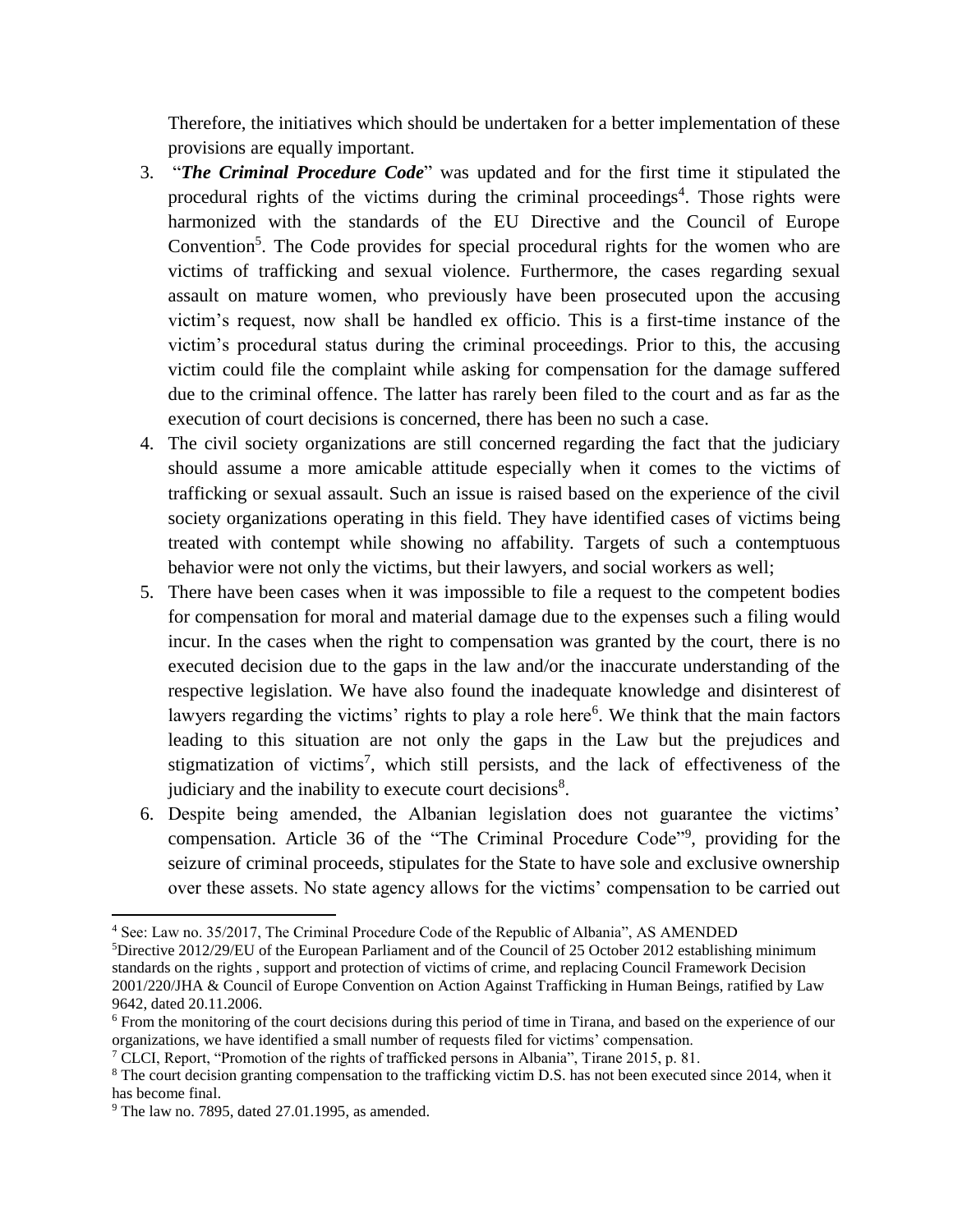Therefore, the initiatives which should be undertaken for a better implementation of these provisions are equally important.

3. "***The Criminal Procedure Code***" was updated and for the first time it stipulated the procedural rights of the victims during the criminal proceedings[4]. Those rights were harmonized with the standards of the EU Directive and the Council of Europe Convention[5]. The Code provides for special procedural rights for the women who are victims of trafficking and sexual violence. Furthermore, the cases regarding sexual assault on mature women, who previously have been prosecuted upon the accusing victim's request, now shall be handled ex officio. This is a first-time instance of the victim's procedural status during the criminal proceedings. Prior to this, the accusing victim could file the complaint while asking for compensation for the damage suffered due to the criminal offence. The latter has rarely been filed to the court and as far as the execution of court decisions is concerned, there has been no such a case.
4. The civil society organizations are still concerned regarding the fact that the judiciary should assume a more amicable attitude especially when it comes to the victims of trafficking or sexual assault. Such an issue is raised based on the experience of the civil society organizations operating in this field. They have identified cases of victims being treated with contempt while showing no affability. Targets of such a contemptuous behavior were not only the victims, but their lawyers, and social workers as well;
5. There have been cases when it was impossible to file a request to the competent bodies for compensation for moral and material damage due to the expenses such a filing would incur. In the cases when the right to compensation was granted by the court, there is no executed decision due to the gaps in the law and/or the inaccurate understanding of the respective legislation. We have also found the inadequate knowledge and disinterest of lawyers regarding the victims' rights to play a role here[6]. We think that the main factors leading to this situation are not only the gaps in the Law but the prejudices and stigmatization of victims[7], which still persists, and the lack of effectiveness of the judiciary and the inability to execute court decisions[8].
6. Despite being amended, the Albanian legislation does not guarantee the victims' compensation. Article 36 of the "The Criminal Procedure Code"[9], providing for the seizure of criminal proceeds, stipulates for the State to have sole and exclusive ownership over these assets. No state agency allows for the victims' compensation to be carried out

---

[4] See: Law no. 35/2017, The Criminal Procedure Code of the Republic of Albania", AS AMENDED

[5] Directive 2012/29/EU of the European Parliament and of the Council of 25 October 2012 establishing minimum standards on the rights , support and protection of victims of crime, and replacing Council Framework Decision 2001/220/JHA & Council of Europe Convention on Action Against Trafficking in Human Beings, ratified by Law 9642, dated 20.11.2006.

[6] From the monitoring of the court decisions during this period of time in Tirana, and based on the experience of our organizations, we have identified a small number of requests filed for victims' compensation.

[7] CLCI, Report, "Promotion of the rights of trafficked persons in Albania", Tirane 2015, p. 81.

[8] The court decision granting compensation to the trafficking victim D.S. has not been executed since 2014, when it has become final.

[9] The law no. 7895, dated 27.01.1995, as amended.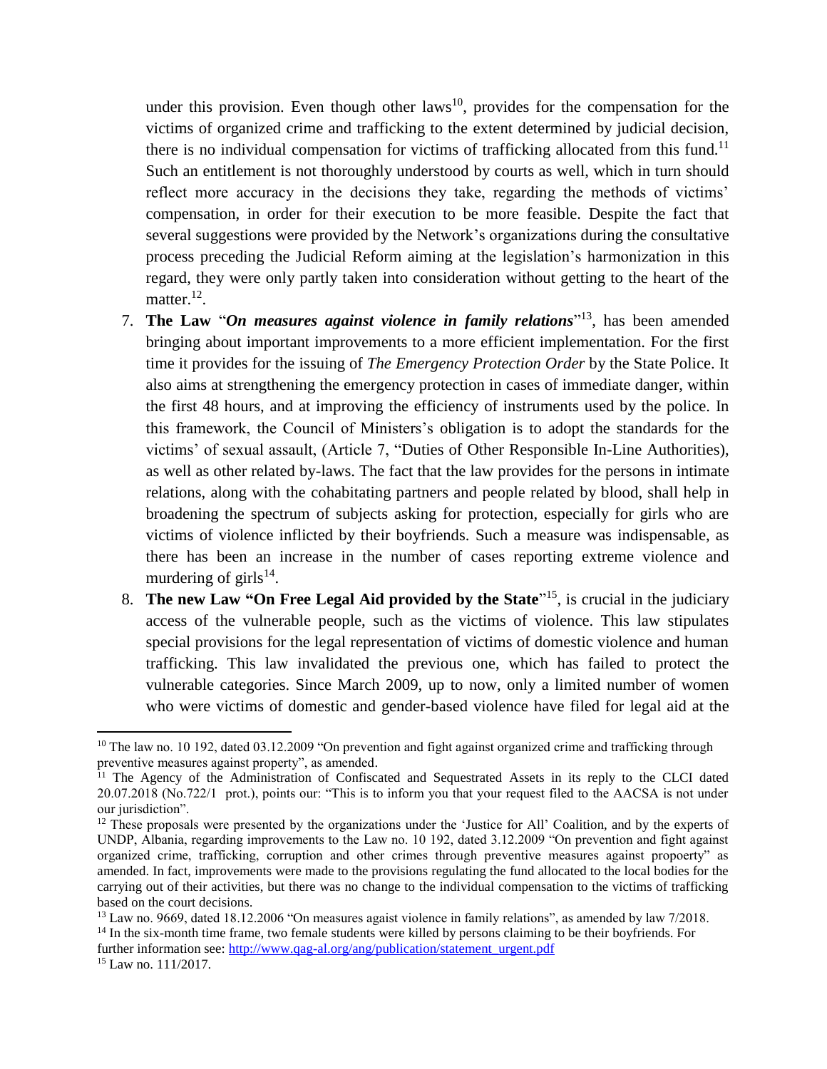under this provision. Even though other laws[10], provides for the compensation for the victims of organized crime and trafficking to the extent determined by judicial decision, there is no individual compensation for victims of trafficking allocated from this fund.[11] Such an entitlement is not thoroughly understood by courts as well, which in turn should reflect more accuracy in the decisions they take, regarding the methods of victims' compensation, in order for their execution to be more feasible. Despite the fact that several suggestions were provided by the Network's organizations during the consultative process preceding the Judicial Reform aiming at the legislation's harmonization in this regard, they were only partly taken into consideration without getting to the heart of the matter.[12].

7. **The Law "*On measures against violence in family relations*"**[13], has been amended bringing about important improvements to a more efficient implementation. For the first time it provides for the issuing of *The Emergency Protection Order* by the State Police. It also aims at strengthening the emergency protection in cases of immediate danger, within the first 48 hours, and at improving the efficiency of instruments used by the police. In this framework, the Council of Ministers's obligation is to adopt the standards for the victims' of sexual assault, (Article 7, "Duties of Other Responsible In-Line Authorities), as well as other related by-laws. The fact that the law provides for the persons in intimate relations, along with the cohabitating partners and people related by blood, shall help in broadening the spectrum of subjects asking for protection, especially for girls who are victims of violence inflicted by their boyfriends. Such a measure was indispensable, as there has been an increase in the number of cases reporting extreme violence and murdering of girls[14].
8. **The new Law "On Free Legal Aid provided by the State"**[15], is crucial in the judiciary access of the vulnerable people, such as the victims of violence. This law stipulates special provisions for the legal representation of victims of domestic violence and human trafficking. This law invalidated the previous one, which has failed to protect the vulnerable categories. Since March 2009, up to now, only a limited number of women who were victims of domestic and gender-based violence have filed for legal aid at the

---

[10] The law no. 10 192, dated 03.12.2009 "On prevention and fight against organized crime and trafficking through preventive measures against property", as amended.

[11] The Agency of the Administration of Confiscated and Sequestrated Assets in its reply to the CLCI dated 20.07.2018 (No.722/1 prot.), points our: "This is to inform you that your request filed to the AACSA is not under our jurisdiction".

[12] These proposals were presented by the organizations under the 'Justice for All' Coalition, and by the experts of UNDP, Albania, regarding improvements to the Law no. 10 192, dated 3.12.2009 "On prevention and fight against organized crime, trafficking, corruption and other crimes through preventive measures against propoerty" as amended. In fact, improvements were made to the provisions regulating the fund allocated to the local bodies for the carrying out of their activities, but there was no change to the individual compensation to the victims of trafficking based on the court decisions.

[13] Law no. 9669, dated 18.12.2006 "On measures agaist violence in family relations", as amended by law 7/2018.

[14] In the six-month time frame, two female students were killed by persons claiming to be their boyfriends. For further information see: http://www.qag-al.org/ang/publication/statement_urgent.pdf

[15] Law no. 111/2017.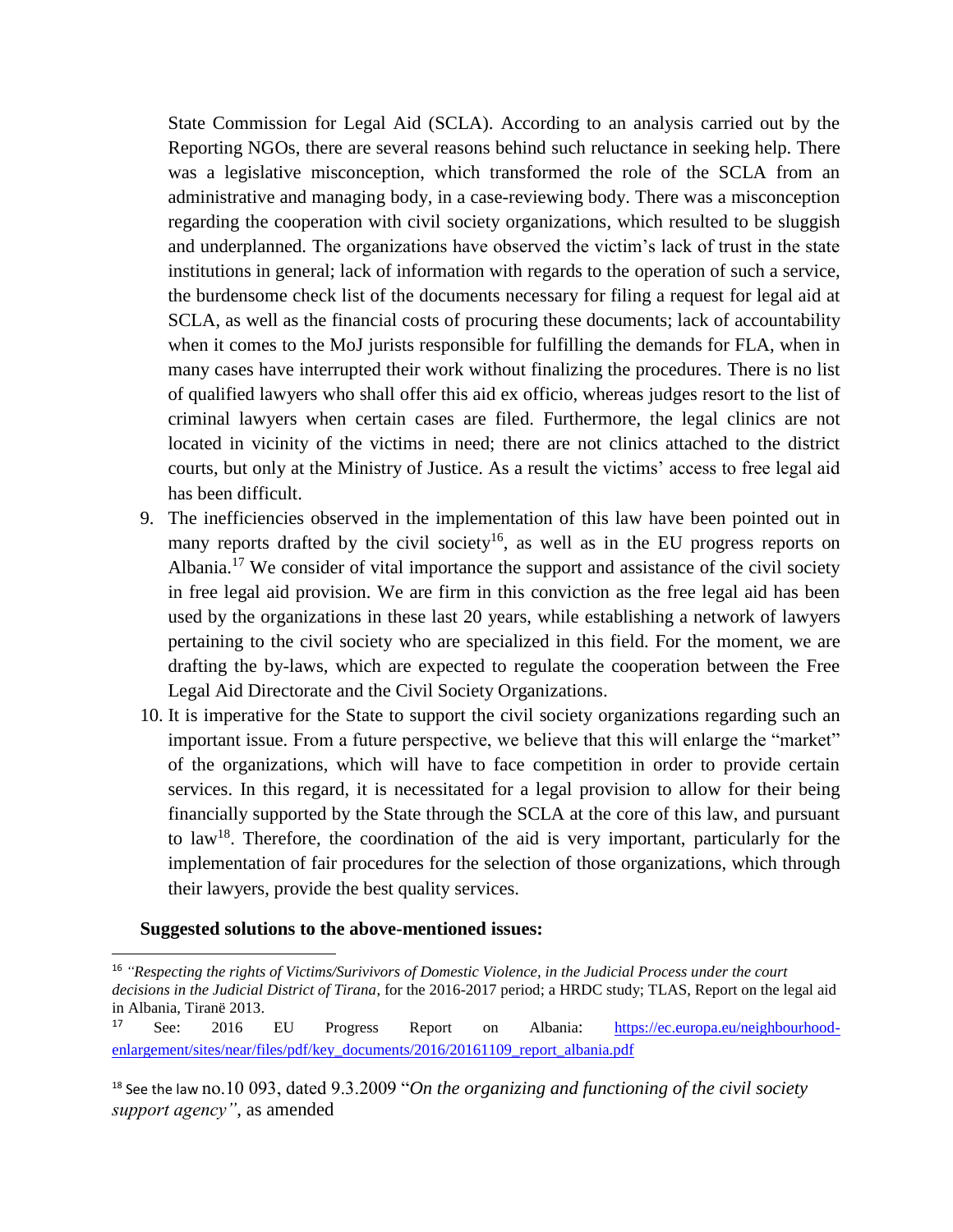State Commission for Legal Aid (SCLA). According to an analysis carried out by the Reporting NGOs, there are several reasons behind such reluctance in seeking help. There was a legislative misconception, which transformed the role of the SCLA from an administrative and managing body, in a case-reviewing body. There was a misconception regarding the cooperation with civil society organizations, which resulted to be sluggish and underplanned. The organizations have observed the victim's lack of trust in the state institutions in general; lack of information with regards to the operation of such a service, the burdensome check list of the documents necessary for filing a request for legal aid at SCLA, as well as the financial costs of procuring these documents; lack of accountability when it comes to the MoJ jurists responsible for fulfilling the demands for FLA, when in many cases have interrupted their work without finalizing the procedures. There is no list of qualified lawyers who shall offer this aid ex officio, whereas judges resort to the list of criminal lawyers when certain cases are filed. Furthermore, the legal clinics are not located in vicinity of the victims in need; there are not clinics attached to the district courts, but only at the Ministry of Justice. As a result the victims' access to free legal aid has been difficult.

9. The inefficiencies observed in the implementation of this law have been pointed out in many reports drafted by the civil society[16], as well as in the EU progress reports on Albania.[17] We consider of vital importance the support and assistance of the civil society in free legal aid provision. We are firm in this conviction as the free legal aid has been used by the organizations in these last 20 years, while establishing a network of lawyers pertaining to the civil society who are specialized in this field. For the moment, we are drafting the by-laws, which are expected to regulate the cooperation between the Free Legal Aid Directorate and the Civil Society Organizations.
10. It is imperative for the State to support the civil society organizations regarding such an important issue. From a future perspective, we believe that this will enlarge the "market" of the organizations, which will have to face competition in order to provide certain services. In this regard, it is necessitated for a legal provision to allow for their being financially supported by the State through the SCLA at the core of this law, and pursuant to law[18]. Therefore, the coordination of the aid is very important, particularly for the implementation of fair procedures for the selection of those organizations, which through their lawyers, provide the best quality services.

**Suggested solutions to the above-mentioned issues:**

---

[16] *"Respecting the rights of Victims/Surivivors of Domestic Violence, in the Judicial Process under the court decisions in the Judicial District of Tirana*, for the 2016-2017 period; a HRDC study; TLAS, Report on the legal aid in Albania, Tiranë 2013.

[17] See: 2016 EU Progress Report on Albania: https://ec.europa.eu/neighbourhood-enlargement/sites/near/files/pdf/key_documents/2016/20161109_report_albania.pdf

[18] See the law no.10 093, dated 9.3.2009 "*On the organizing and functioning of the civil society support agency"*, as amended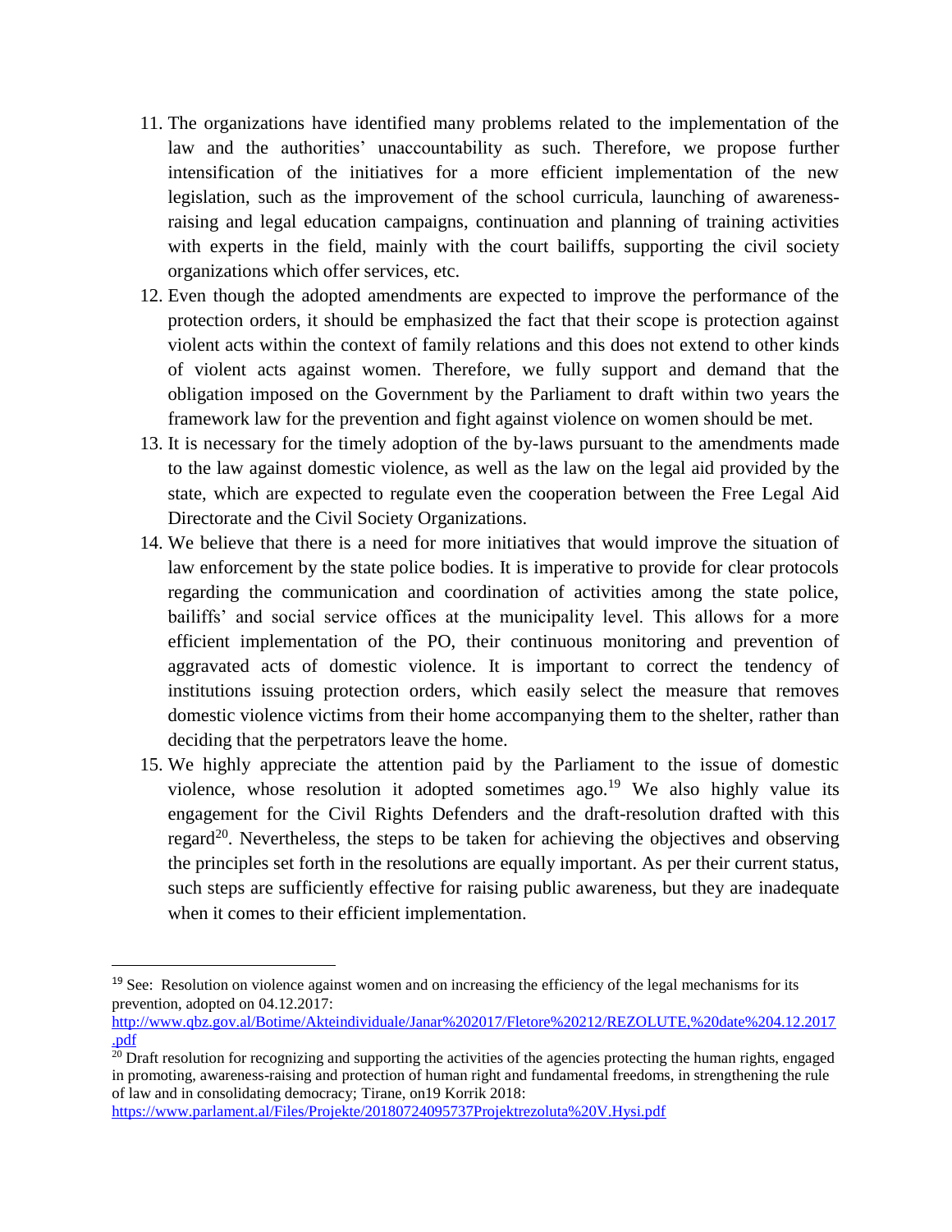11. The organizations have identified many problems related to the implementation of the law and the authorities' unaccountability as such. Therefore, we propose further intensification of the initiatives for a more efficient implementation of the new legislation, such as the improvement of the school curricula, launching of awareness-raising and legal education campaigns, continuation and planning of training activities with experts in the field, mainly with the court bailiffs, supporting the civil society organizations which offer services, etc.
12. Even though the adopted amendments are expected to improve the performance of the protection orders, it should be emphasized the fact that their scope is protection against violent acts within the context of family relations and this does not extend to other kinds of violent acts against women. Therefore, we fully support and demand that the obligation imposed on the Government by the Parliament to draft within two years the framework law for the prevention and fight against violence on women should be met.
13. It is necessary for the timely adoption of the by-laws pursuant to the amendments made to the law against domestic violence, as well as the law on the legal aid provided by the state, which are expected to regulate even the cooperation between the Free Legal Aid Directorate and the Civil Society Organizations.
14. We believe that there is a need for more initiatives that would improve the situation of law enforcement by the state police bodies. It is imperative to provide for clear protocols regarding the communication and coordination of activities among the state police, bailiffs' and social service offices at the municipality level. This allows for a more efficient implementation of the PO, their continuous monitoring and prevention of aggravated acts of domestic violence. It is important to correct the tendency of institutions issuing protection orders, which easily select the measure that removes domestic violence victims from their home accompanying them to the shelter, rather than deciding that the perpetrators leave the home.
15. We highly appreciate the attention paid by the Parliament to the issue of domestic violence, whose resolution it adopted sometimes ago.[19] We also highly value its engagement for the Civil Rights Defenders and the draft-resolution drafted with this regard[20]. Nevertheless, the steps to be taken for achieving the objectives and observing the principles set forth in the resolutions are equally important. As per their current status, such steps are sufficiently effective for raising public awareness, but they are inadequate when it comes to their efficient implementation.

---

[19] See: Resolution on violence against women and on increasing the efficiency of the legal mechanisms for its prevention, adopted on 04.12.2017: http://www.qbz.gov.al/Botime/Akteindividuale/Janar%202017/Fletore%20212/REZOLUTE,%20date%204.12.2017.pdf

[20] Draft resolution for recognizing and supporting the activities of the agencies protecting the human rights, engaged in promoting, awareness-raising and protection of human right and fundamental freedoms, in strengthening the rule of law and in consolidating democracy; Tirane, on19 Korrik 2018: https://www.parlament.al/Files/Projekte/20180724095737Projektrezoluta%20V.Hysi.pdf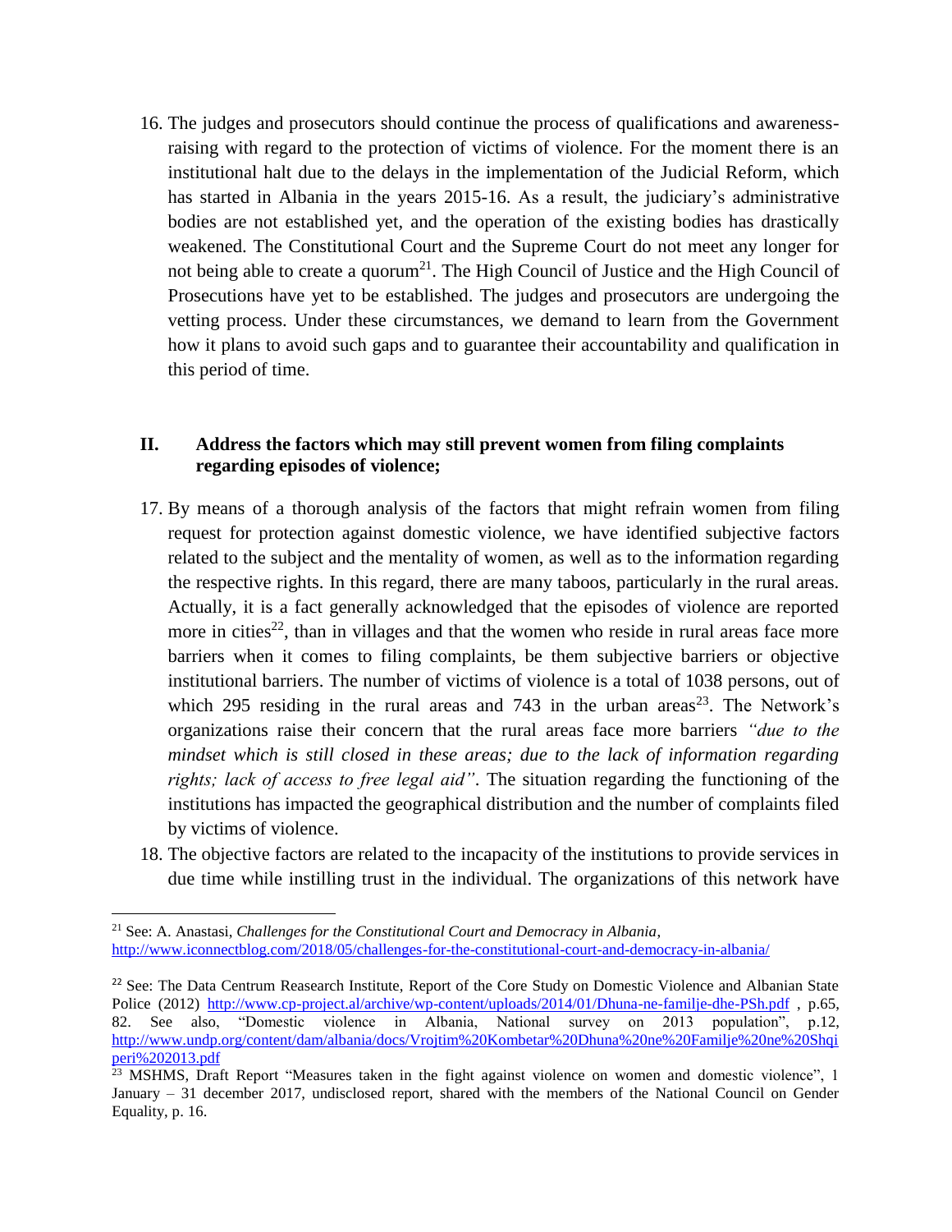16. The judges and prosecutors should continue the process of qualifications and awareness-raising with regard to the protection of victims of violence. For the moment there is an institutional halt due to the delays in the implementation of the Judicial Reform, which has started in Albania in the years 2015-16. As a result, the judiciary's administrative bodies are not established yet, and the operation of the existing bodies has drastically weakened. The Constitutional Court and the Supreme Court do not meet any longer for not being able to create a quorum[21]. The High Council of Justice and the High Council of Prosecutions have yet to be established. The judges and prosecutors are undergoing the vetting process. Under these circumstances, we demand to learn from the Government how it plans to avoid such gaps and to guarantee their accountability and qualification in this period of time.

## II. Address the factors which may still prevent women from filing complaints regarding episodes of violence;

17. By means of a thorough analysis of the factors that might refrain women from filing request for protection against domestic violence, we have identified subjective factors related to the subject and the mentality of women, as well as to the information regarding the respective rights. In this regard, there are many taboos, particularly in the rural areas. Actually, it is a fact generally acknowledged that the episodes of violence are reported more in cities[22], than in villages and that the women who reside in rural areas face more barriers when it comes to filing complaints, be them subjective barriers or objective institutional barriers. The number of victims of violence is a total of 1038 persons, out of which 295 residing in the rural areas and 743 in the urban areas[23]. The Network's organizations raise their concern that the rural areas face more barriers *"due to the mindset which is still closed in these areas; due to the lack of information regarding rights; lack of access to free legal aid"*. The situation regarding the functioning of the institutions has impacted the geographical distribution and the number of complaints filed by victims of violence.

18. The objective factors are related to the incapacity of the institutions to provide services in due time while instilling trust in the individual. The organizations of this network have

---

[21] See: A. Anastasi, *Challenges for the Constitutional Court and Democracy in Albania*, http://www.iconnectblog.com/2018/05/challenges-for-the-constitutional-court-and-democracy-in-albania/

[22] See: The Data Centrum Reasearch Institute, Report of the Core Study on Domestic Violence and Albanian State Police (2012) http://www.cp-project.al/archive/wp-content/uploads/2014/01/Dhuna-ne-familje-dhe-PSh.pdf , p.65, 82. See also, "Domestic violence in Albania, National survey on 2013 population", p.12, http://www.undp.org/content/dam/albania/docs/Vrojtim%20Kombetar%20Dhuna%20ne%20Familje%20ne%20Shqiperi%202013.pdf

[23] MSHMS, Draft Report "Measures taken in the fight against violence on women and domestic violence", 1 January – 31 december 2017, undisclosed report, shared with the members of the National Council on Gender Equality, p. 16.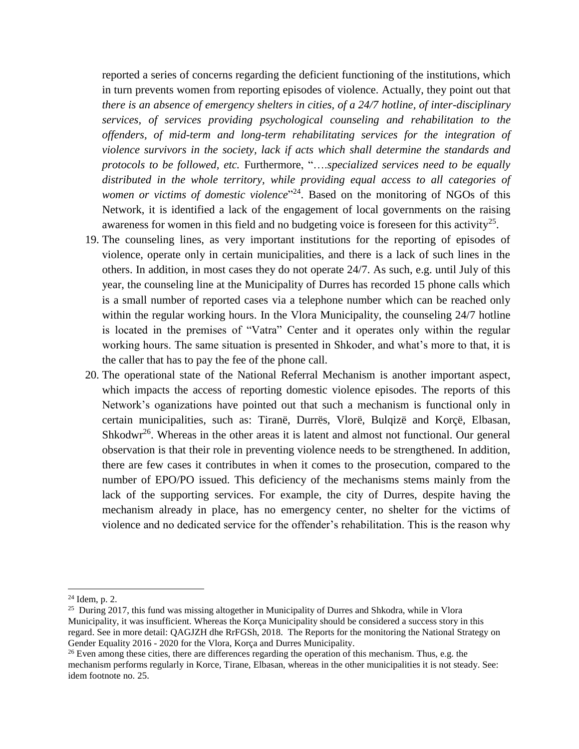reported a series of concerns regarding the deficient functioning of the institutions, which in turn prevents women from reporting episodes of violence. Actually, they point out that *there is an absence of emergency shelters in cities, of a 24/7 hotline, of inter-disciplinary services, of services providing psychological counseling and rehabilitation to the offenders, of mid-term and long-term rehabilitating services for the integration of violence survivors in the society, lack if acts which shall determine the standards and protocols to be followed, etc.* Furthermore, "*….specialized services need to be equally distributed in the whole territory, while providing equal access to all categories of women or victims of domestic violence*"[24]. Based on the monitoring of NGOs of this Network, it is identified a lack of the engagement of local governments on the raising awareness for women in this field and no budgeting voice is foreseen for this activity[25].

19. The counseling lines, as very important institutions for the reporting of episodes of violence, operate only in certain municipalities, and there is a lack of such lines in the others. In addition, in most cases they do not operate 24/7. As such, e.g. until July of this year, the counseling line at the Municipality of Durres has recorded 15 phone calls which is a small number of reported cases via a telephone number which can be reached only within the regular working hours. In the Vlora Municipality, the counseling 24/7 hotline is located in the premises of "Vatra" Center and it operates only within the regular working hours. The same situation is presented in Shkoder, and what's more to that, it is the caller that has to pay the fee of the phone call.

20. The operational state of the National Referral Mechanism is another important aspect, which impacts the access of reporting domestic violence episodes. The reports of this Network's oganizations have pointed out that such a mechanism is functional only in certain municipalities, such as: Tiranë, Durrës, Vlorë, Bulqizë and Korçë, Elbasan, Shkodwr[26]. Whereas in the other areas it is latent and almost not functional. Our general observation is that their role in preventing violence needs to be strengthened. In addition, there are few cases it contributes in when it comes to the prosecution, compared to the number of EPO/PO issued. This deficiency of the mechanisms stems mainly from the lack of the supporting services. For example, the city of Durres, despite having the mechanism already in place, has no emergency center, no shelter for the victims of violence and no dedicated service for the offender's rehabilitation. This is the reason why

---

[24] Idem, p. 2.

[25] During 2017, this fund was missing altogether in Municipality of Durres and Shkodra, while in Vlora Municipality, it was insufficient. Whereas the Korça Municipality should be considered a success story in this regard. See in more detail: QAGJZH dhe RrFGSh, 2018. The Reports for the monitoring the National Strategy on Gender Equality 2016 - 2020 for the Vlora, Korça and Durres Municipality.

[26] Even among these cities, there are differences regarding the operation of this mechanism. Thus, e.g. the mechanism performs regularly in Korce, Tirane, Elbasan, whereas in the other municipalities it is not steady. See: idem footnote no. 25.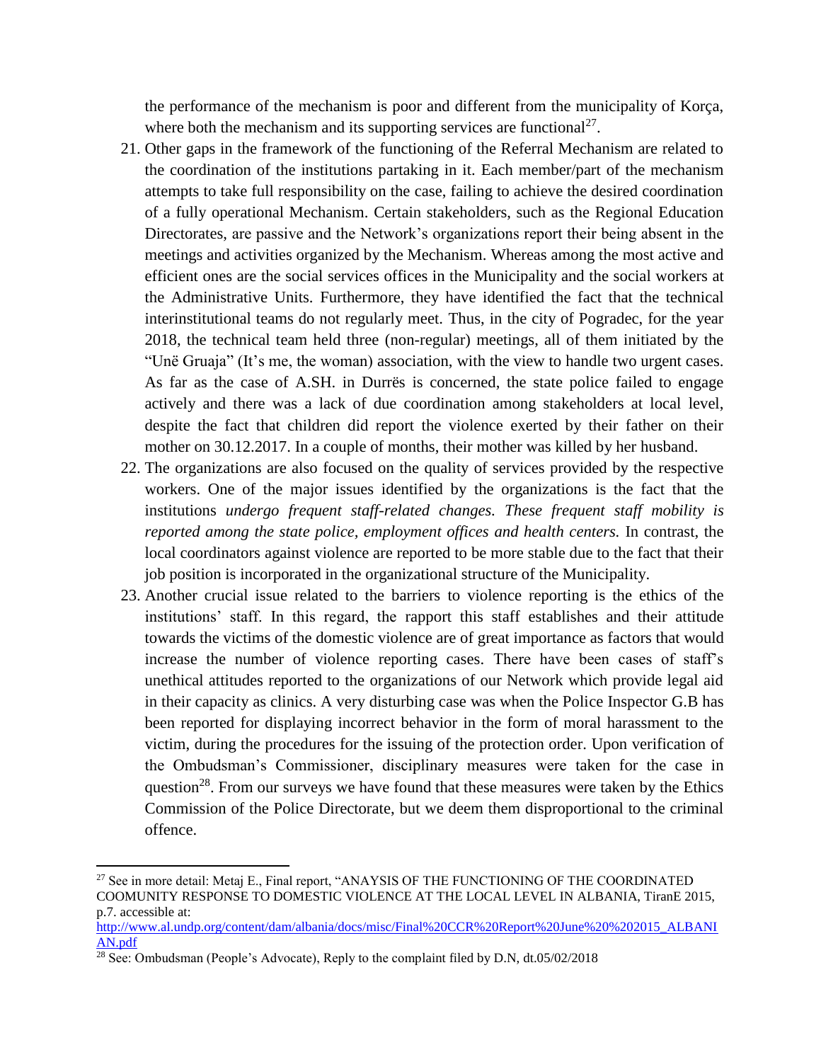the performance of the mechanism is poor and different from the municipality of Korça, where both the mechanism and its supporting services are functional[27].

21. Other gaps in the framework of the functioning of the Referral Mechanism are related to the coordination of the institutions partaking in it. Each member/part of the mechanism attempts to take full responsibility on the case, failing to achieve the desired coordination of a fully operational Mechanism. Certain stakeholders, such as the Regional Education Directorates, are passive and the Network's organizations report their being absent in the meetings and activities organized by the Mechanism. Whereas among the most active and efficient ones are the social services offices in the Municipality and the social workers at the Administrative Units. Furthermore, they have identified the fact that the technical interinstitutional teams do not regularly meet. Thus, in the city of Pogradec, for the year 2018, the technical team held three (non-regular) meetings, all of them initiated by the "Unë Gruaja" (It's me, the woman) association, with the view to handle two urgent cases. As far as the case of A.SH. in Durrës is concerned, the state police failed to engage actively and there was a lack of due coordination among stakeholders at local level, despite the fact that children did report the violence exerted by their father on their mother on 30.12.2017. In a couple of months, their mother was killed by her husband.
22. The organizations are also focused on the quality of services provided by the respective workers. One of the major issues identified by the organizations is the fact that the institutions *undergo frequent staff-related changes. These frequent staff mobility is reported among the state police, employment offices and health centers.* In contrast, the local coordinators against violence are reported to be more stable due to the fact that their job position is incorporated in the organizational structure of the Municipality.
23. Another crucial issue related to the barriers to violence reporting is the ethics of the institutions' staff. In this regard, the rapport this staff establishes and their attitude towards the victims of the domestic violence are of great importance as factors that would increase the number of violence reporting cases. There have been cases of staff's unethical attitudes reported to the organizations of our Network which provide legal aid in their capacity as clinics. A very disturbing case was when the Police Inspector G.B has been reported for displaying incorrect behavior in the form of moral harassment to the victim, during the procedures for the issuing of the protection order. Upon verification of the Ombudsman's Commissioner, disciplinary measures were taken for the case in question[28]. From our surveys we have found that these measures were taken by the Ethics Commission of the Police Directorate, but we deem them disproportional to the criminal offence.

---

[27] See in more detail: Metaj E., Final report, "ANAYSIS OF THE FUNCTIONING OF THE COORDINATED COOMUNITY RESPONSE TO DOMESTIC VIOLENCE AT THE LOCAL LEVEL IN ALBANIA, TiranE 2015, p.7. accessible at: http://www.al.undp.org/content/dam/albania/docs/misc/Final%20CCR%20Report%20June%20%202015_ALBANIAN.pdf

[28] See: Ombudsman (People's Advocate), Reply to the complaint filed by D.N, dt.05/02/2018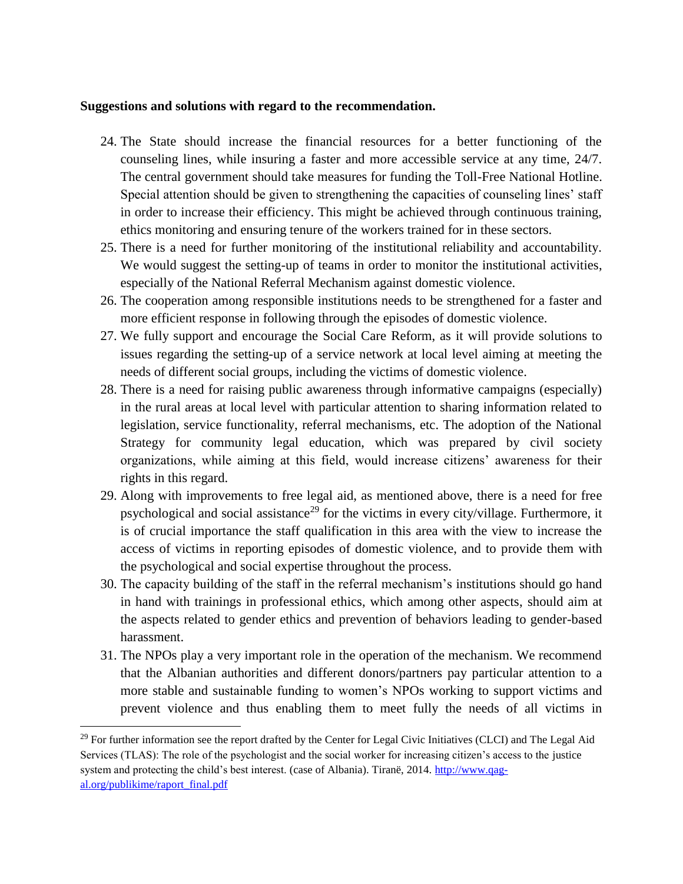**Suggestions and solutions with regard to the recommendation.**

24. The State should increase the financial resources for a better functioning of the counseling lines, while insuring a faster and more accessible service at any time, 24/7. The central government should take measures for funding the Toll-Free National Hotline. Special attention should be given to strengthening the capacities of counseling lines' staff in order to increase their efficiency. This might be achieved through continuous training, ethics monitoring and ensuring tenure of the workers trained for in these sectors.
25. There is a need for further monitoring of the institutional reliability and accountability. We would suggest the setting-up of teams in order to monitor the institutional activities, especially of the National Referral Mechanism against domestic violence.
26. The cooperation among responsible institutions needs to be strengthened for a faster and more efficient response in following through the episodes of domestic violence.
27. We fully support and encourage the Social Care Reform, as it will provide solutions to issues regarding the setting-up of a service network at local level aiming at meeting the needs of different social groups, including the victims of domestic violence.
28. There is a need for raising public awareness through informative campaigns (especially) in the rural areas at local level with particular attention to sharing information related to legislation, service functionality, referral mechanisms, etc. The adoption of the National Strategy for community legal education, which was prepared by civil society organizations, while aiming at this field, would increase citizens' awareness for their rights in this regard.
29. Along with improvements to free legal aid, as mentioned above, there is a need for free psychological and social assistance[29] for the victims in every city/village. Furthermore, it is of crucial importance the staff qualification in this area with the view to increase the access of victims in reporting episodes of domestic violence, and to provide them with the psychological and social expertise throughout the process.
30. The capacity building of the staff in the referral mechanism's institutions should go hand in hand with trainings in professional ethics, which among other aspects, should aim at the aspects related to gender ethics and prevention of behaviors leading to gender-based harassment.
31. The NPOs play a very important role in the operation of the mechanism. We recommend that the Albanian authorities and different donors/partners pay particular attention to a more stable and sustainable funding to women's NPOs working to support victims and prevent violence and thus enabling them to meet fully the needs of all victims in

[29] For further information see the report drafted by the Center for Legal Civic Initiatives (CLCI) and The Legal Aid Services (TLAS): The role of the psychologist and the social worker for increasing citizen's access to the justice system and protecting the child's best interest. (case of Albania). Tiranë, 2014. http://www.qag-al.org/publikime/raport_final.pdf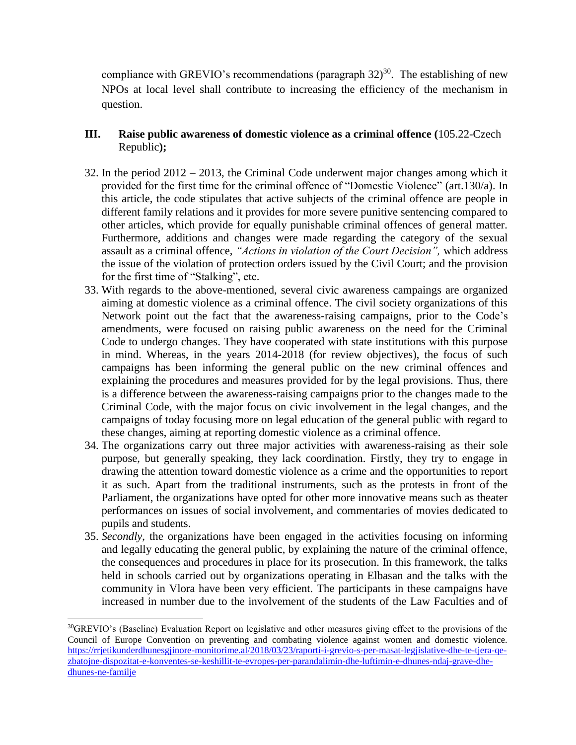compliance with GREVIO's recommendations (paragraph 32)[30]. The establishing of new NPOs at local level shall contribute to increasing the efficiency of the mechanism in question.

### III. **Raise public awareness of domestic violence as a criminal offence (**105.22-Czech Republic**);**

32. In the period 2012 – 2013, the Criminal Code underwent major changes among which it provided for the first time for the criminal offence of "Domestic Violence" (art.130/a). In this article, the code stipulates that active subjects of the criminal offence are people in different family relations and it provides for more severe punitive sentencing compared to other articles, which provide for equally punishable criminal offences of general matter. Furthermore, additions and changes were made regarding the category of the sexual assault as a criminal offence, *"Actions in violation of the Court Decision",* which address the issue of the violation of protection orders issued by the Civil Court; and the provision for the first time of "Stalking", etc.
33. With regards to the above-mentioned, several civic awareness campaings are organized aiming at domestic violence as a criminal offence. The civil society organizations of this Network point out the fact that the awareness-raising campaigns, prior to the Code's amendments, were focused on raising public awareness on the need for the Criminal Code to undergo changes. They have cooperated with state institutions with this purpose in mind. Whereas, in the years 2014-2018 (for review objectives), the focus of such campaigns has been informing the general public on the new criminal offences and explaining the procedures and measures provided for by the legal provisions. Thus, there is a difference between the awareness-raising campaigns prior to the changes made to the Criminal Code, with the major focus on civic involvement in the legal changes, and the campaigns of today focusing more on legal education of the general public with regard to these changes, aiming at reporting domestic violence as a criminal offence.
34. The organizations carry out three major activities with awareness-raising as their sole purpose, but generally speaking, they lack coordination. Firstly, they try to engage in drawing the attention toward domestic violence as a crime and the opportunities to report it as such. Apart from the traditional instruments, such as the protests in front of the Parliament, the organizations have opted for other more innovative means such as theater performances on issues of social involvement, and commentaries of movies dedicated to pupils and students.
35. *Secondly*, the organizations have been engaged in the activities focusing on informing and legally educating the general public, by explaining the nature of the criminal offence, the consequences and procedures in place for its prosecution. In this framework, the talks held in schools carried out by organizations operating in Elbasan and the talks with the community in Vlora have been very efficient. The participants in these campaigns have increased in number due to the involvement of the students of the Law Faculties and of

---

[30] GREVIO's (Baseline) Evaluation Report on legislative and other measures giving effect to the provisions of the Council of Europe Convention on preventing and combating violence against women and domestic violence. https://rrjetikunderdhunesgjinore-monitorime.al/2018/03/23/raporti-i-grevio-s-per-masat-legjislative-dhe-te-tjera-qe-zbatojne-dispozitat-e-konventes-se-keshillit-te-evropes-per-parandalimin-dhe-luftimin-e-dhunes-ndaj-grave-dhe-dhunes-ne-familje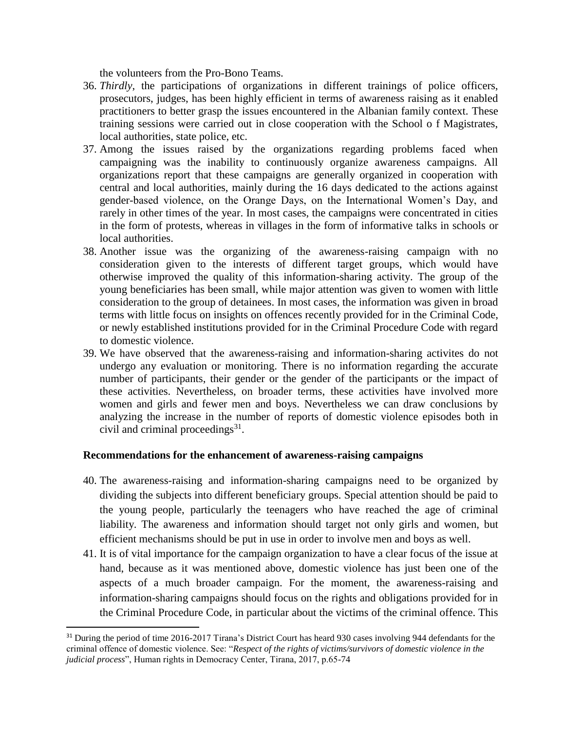the volunteers from the Pro-Bono Teams.

36. *Thirdly*, the participations of organizations in different trainings of police officers, prosecutors, judges, has been highly efficient in terms of awareness raising as it enabled practitioners to better grasp the issues encountered in the Albanian family context. These training sessions were carried out in close cooperation with the School o f Magistrates, local authorities, state police, etc.
37. Among the issues raised by the organizations regarding problems faced when campaigning was the inability to continuously organize awareness campaigns. All organizations report that these campaigns are generally organized in cooperation with central and local authorities, mainly during the 16 days dedicated to the actions against gender-based violence, on the Orange Days, on the International Women's Day, and rarely in other times of the year. In most cases, the campaigns were concentrated in cities in the form of protests, whereas in villages in the form of informative talks in schools or local authorities.
38. Another issue was the organizing of the awareness-raising campaign with no consideration given to the interests of different target groups, which would have otherwise improved the quality of this information-sharing activity. The group of the young beneficiaries has been small, while major attention was given to women with little consideration to the group of detainees. In most cases, the information was given in broad terms with little focus on insights on offences recently provided for in the Criminal Code, or newly established institutions provided for in the Criminal Procedure Code with regard to domestic violence.
39. We have observed that the awareness-raising and information-sharing activites do not undergo any evaluation or monitoring. There is no information regarding the accurate number of participants, their gender or the gender of the participants or the impact of these activities. Nevertheless, on broader terms, these activities have involved more women and girls and fewer men and boys. Nevertheless we can draw conclusions by analyzing the increase in the number of reports of domestic violence episodes both in civil and criminal proceedings[31].

**Recommendations for the enhancement of awareness-raising campaigns**

40. The awareness-raising and information-sharing campaigns need to be organized by dividing the subjects into different beneficiary groups. Special attention should be paid to the young people, particularly the teenagers who have reached the age of criminal liability. The awareness and information should target not only girls and women, but efficient mechanisms should be put in use in order to involve men and boys as well.
41. It is of vital importance for the campaign organization to have a clear focus of the issue at hand, because as it was mentioned above, domestic violence has just been one of the aspects of a much broader campaign. For the moment, the awareness-raising and information-sharing campaigns should focus on the rights and obligations provided for in the Criminal Procedure Code, in particular about the victims of the criminal offence. This

---

[31] During the period of time 2016-2017 Tirana's District Court has heard 930 cases involving 944 defendants for the criminal offence of domestic violence. See: "*Respect of the rights of victims/survivors of domestic violence in the judicial process*", Human rights in Democracy Center, Tirana, 2017, p.65-74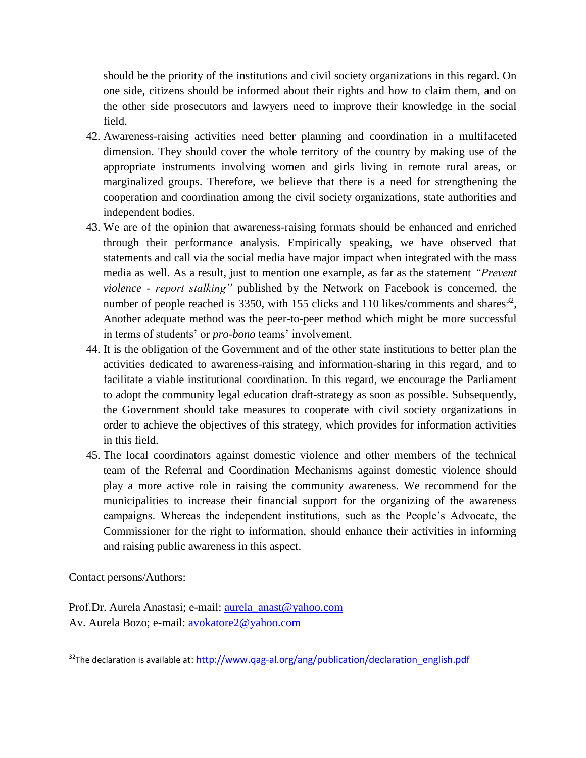should be the priority of the institutions and civil society organizations in this regard. On one side, citizens should be informed about their rights and how to claim them, and on the other side prosecutors and lawyers need to improve their knowledge in the social field.

42. Awareness-raising activities need better planning and coordination in a multifaceted dimension. They should cover the whole territory of the country by making use of the appropriate instruments involving women and girls living in remote rural areas, or marginalized groups. Therefore, we believe that there is a need for strengthening the cooperation and coordination among the civil society organizations, state authorities and independent bodies.
43. We are of the opinion that awareness-raising formats should be enhanced and enriched through their performance analysis. Empirically speaking, we have observed that statements and call via the social media have major impact when integrated with the mass media as well. As a result, just to mention one example, as far as the statement *"Prevent violence - report stalking"* published by the Network on Facebook is concerned, the number of people reached is 3350, with 155 clicks and 110 likes/comments and shares[32], Another adequate method was the peer-to-peer method which might be more successful in terms of students' or *pro-bono* teams' involvement.
44. It is the obligation of the Government and of the other state institutions to better plan the activities dedicated to awareness-raising and information-sharing in this regard, and to facilitate a viable institutional coordination. In this regard, we encourage the Parliament to adopt the community legal education draft-strategy as soon as possible. Subsequently, the Government should take measures to cooperate with civil society organizations in order to achieve the objectives of this strategy, which provides for information activities in this field.
45. The local coordinators against domestic violence and other members of the technical team of the Referral and Coordination Mechanisms against domestic violence should play a more active role in raising the community awareness. We recommend for the municipalities to increase their financial support for the organizing of the awareness campaigns. Whereas the independent institutions, such as the People's Advocate, the Commissioner for the right to information, should enhance their activities in informing and raising public awareness in this aspect.

Contact persons/Authors:

Prof.Dr. Aurela Anastasi; e-mail: aurela_anast@yahoo.com
Av. Aurela Bozo; e-mail: avokatore2@yahoo.com

[32] The declaration is available at: http://www.qag-al.org/ang/publication/declaration_english.pdf